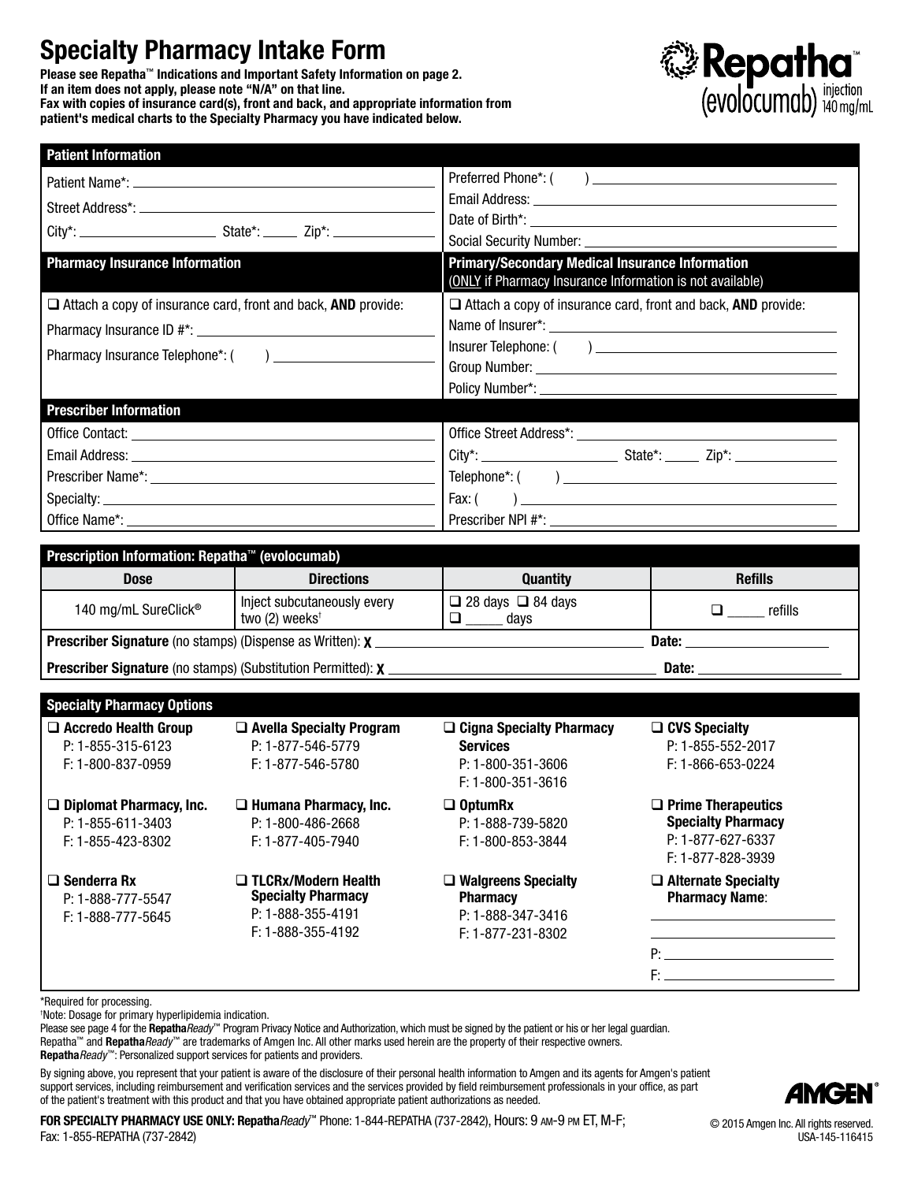# Specialty Pharmacy Intake Form

**Please see Repatha™ Indications and Important Safety Information on page 2.**
**If an item does not apply, please note "N/A" on that line.**
**Fax with copies of insurance card(s), front and back, and appropriate information from patient's medical charts to the Specialty Pharmacy you have indicated below.**

Repatha™ (evolocumab) injection 140 mg/mL

## Patient Information

Patient Name*: ______________________

Street Address*: ______________________

City*: ______________ State*: _____ Zip*: __________

Preferred Phone*: ( ) ______________________

Email Address: ______________________

Date of Birth*: ______________________

Social Security Number: ______________________

## Pharmacy Insurance Information

☐ Attach a copy of insurance card, front and back, **AND** provide:

Pharmacy Insurance ID #: ______________________

Pharmacy Insurance Telephone*: ( ) ______________________

## Primary/Secondary Medical Insurance Information

(ONLY if Pharmacy Insurance Information is not available)

☐ Attach a copy of insurance card, front and back, **AND** provide:

Name of Insurer*: ______________________

Insurer Telephone: ( ) ______________________

Group Number: ______________________

Policy Number*: ______________________

## Prescriber Information

Office Contact: ______________________

Email Address: ______________________

Prescriber Name*: ______________________

Specialty: ______________________

Office Name*: ______________________

Office Street Address*: ______________________

City*: ______________ State*: _____ Zip*: __________

Telephone*: ( ) ______________________

Fax: ( ) ______________________

Prescriber NPI #*: ______________________

## Prescription Information: Repatha™ (evolocumab)

| Dose | Directions | Quantity | Refills |
|---|---|---|---|
| 140 mg/mL SureClick® | Inject subcutaneously every two (2) weeks† | ☐ 28 days ☐ 84 days ☐ _____ days | ☐ _____ refills |

**Prescriber Signature** (no stamps) (Dispense as Written): **X** ______________________ **Date:** __________

**Prescriber Signature** (no stamps) (Substitution Permitted): **X** ______________________ **Date:** __________

## Specialty Pharmacy Options

☐ **Accredo Health Group**
P: 1-855-315-6123
F: 1-800-837-0959

☐ **Avella Specialty Program**
P: 1-877-546-5779
F: 1-877-546-5780

☐ **Cigna Specialty Pharmacy Services**
P: 1-800-351-3606
F: 1-800-351-3616

☐ **CVS Specialty**
P: 1-855-552-2017
F: 1-866-653-0224

☐ **Diplomat Pharmacy, Inc.**
P: 1-855-611-3403
F: 1-855-423-8302

☐ **Humana Pharmacy, Inc.**
P: 1-800-486-2668
F: 1-877-405-7940

☐ **OptumRx**
P: 1-888-739-5820
F: 1-800-853-3844

☐ **Prime Therapeutics Specialty Pharmacy**
P: 1-877-627-6337
F: 1-877-828-3939

☐ **Senderra Rx**
P: 1-888-777-5547
F: 1-888-777-5645

☐ **TLCRx/Modern Health Specialty Pharmacy**
P: 1-888-355-4191
F: 1-888-355-4192

☐ **Walgreens Specialty Pharmacy**
P: 1-888-347-3416
F: 1-877-231-8302

☐ **Alternate Specialty Pharmacy Name**:
______________________
______________________
P: ______________________
F: ______________________

*Required for processing.

†Note: Dosage for primary hyperlipidemia indication.

Please see page 4 for the **Repatha***Ready*™ Program Privacy Notice and Authorization, which must be signed by the patient or his or her legal guardian.

Repatha™ and **Repatha***Ready*™ are trademarks of Amgen Inc. All other marks used herein are the property of their respective owners.

**Repatha***Ready*™: Personalized support services for patients and providers.

By signing above, you represent that your patient is aware of the disclosure of their personal health information to Amgen and its agents for Amgen's patient support services, including reimbursement and verification services and the services provided by field reimbursement professionals in your office, as part of the patient's treatment with this product and that you have obtained appropriate patient authorizations as needed.

**FOR SPECIALTY PHARMACY USE ONLY: Repatha***Ready*™ Phone: 1-844-REPATHA (737-2842), Hours: 9 AM-9 PM ET, M-F; Fax: 1-855-REPATHA (737-2842)

AMGEN®

© 2015 Amgen Inc. All rights reserved.
USA-145-116415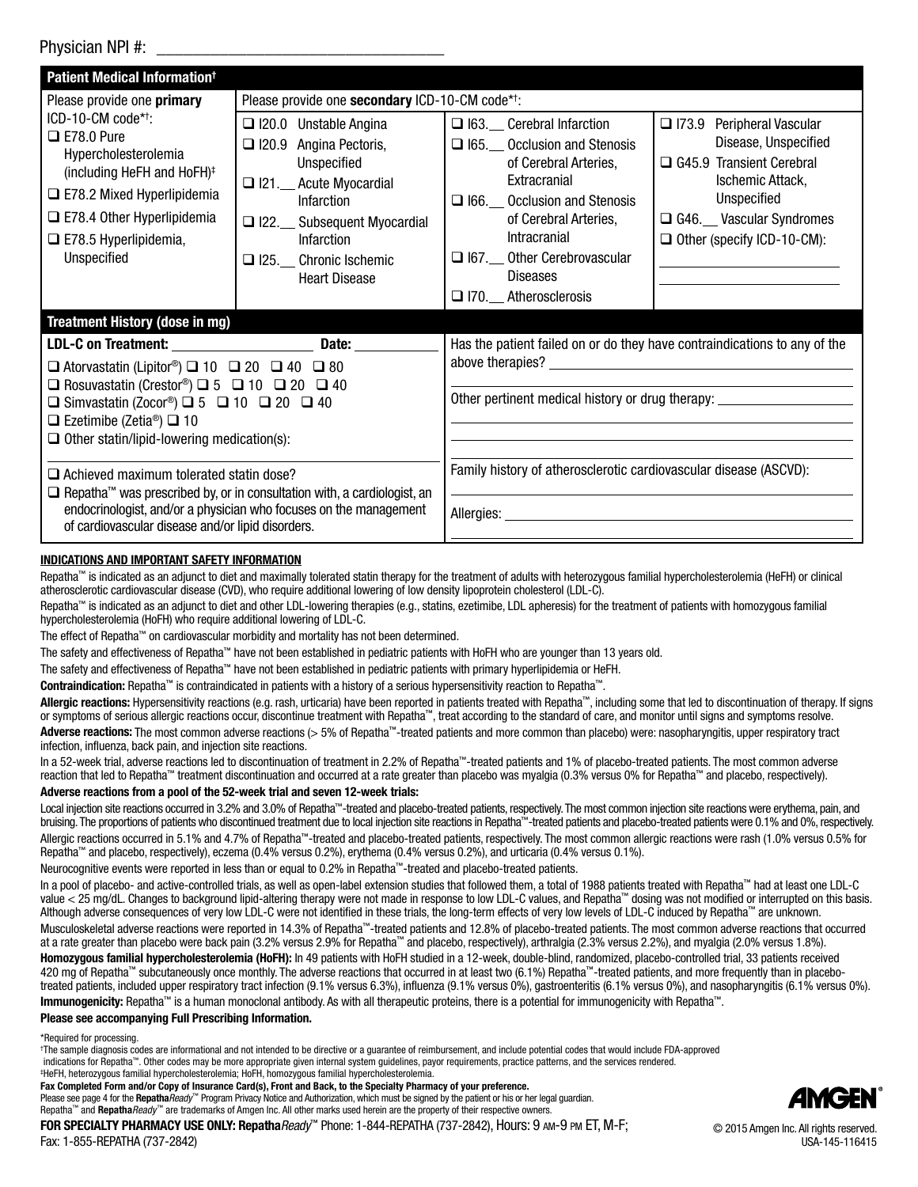Physician NPI #: ______________________________

## Patient Medical Information†

| Please provide one **primary** ICD-10-CM code*†: | Please provide one **secondary** ICD-10-CM code*†: | | |
|---|---|---|---|
| ❑ E78.0 Pure Hypercholesterolemia (including HeFH and HoFH)‡<br>❑ E78.2 Mixed Hyperlipidemia<br>❑ E78.4 Other Hyperlipidemia<br>❑ E78.5 Hyperlipidemia, Unspecified | ❑ I20.0 Unstable Angina<br>❑ I20.9 Angina Pectoris, Unspecified<br>❑ I21.__ Acute Myocardial Infarction<br>❑ I22.__ Subsequent Myocardial Infarction<br>❑ I25.__ Chronic Ischemic Heart Disease | ❑ I63.__ Cerebral Infarction<br>❑ I65.__ Occlusion and Stenosis of Cerebral Arteries, Extracranial<br>❑ I66.__ Occlusion and Stenosis of Cerebral Arteries, Intracranial<br>❑ I67.__ Other Cerebrovascular Diseases<br>❑ I70.__ Atherosclerosis | ❑ I73.9 Peripheral Vascular Disease, Unspecified<br>❑ G45.9 Transient Cerebral Ischemic Attack, Unspecified<br>❑ G46.__ Vascular Syndromes<br>❑ Other (specify ICD-10-CM): ______________ |

## Treatment History (dose in mg)

**LDL-C on Treatment:** ______________ **Date:** ________

❑ Atorvastatin (Lipitor®) ❑ 10 ❑ 20 ❑ 40 ❑ 80
❑ Rosuvastatin (Crestor®) ❑ 5 ❑ 10 ❑ 20 ❑ 40
❑ Simvastatin (Zocor®) ❑ 5 ❑ 10 ❑ 20 ❑ 40
❑ Ezetimibe (Zetia®) ❑ 10
❑ Other statin/lipid-lowering medication(s): ______________

❑ Achieved maximum tolerated statin dose?
❑ Repatha™ was prescribed by, or in consultation with, a cardiologist, an endocrinologist, and/or a physician who focuses on the management of cardiovascular disease and/or lipid disorders.

Has the patient failed on or do they have contraindications to any of the above therapies? ______________

Other pertinent medical history or drug therapy: ______________

Family history of atherosclerotic cardiovascular disease (ASCVD): ______________

Allergies: ______________

### INDICATIONS AND IMPORTANT SAFETY INFORMATION

Repatha™ is indicated as an adjunct to diet and maximally tolerated statin therapy for the treatment of adults with heterozygous familial hypercholesterolemia (HeFH) or clinical atherosclerotic cardiovascular disease (CVD), who require additional lowering of low density lipoprotein cholesterol (LDL-C).

Repatha™ is indicated as an adjunct to diet and other LDL-lowering therapies (e.g., statins, ezetimibe, LDL apheresis) for the treatment of patients with homozygous familial hypercholesterolemia (HoFH) who require additional lowering of LDL-C.

The effect of Repatha™ on cardiovascular morbidity and mortality has not been determined.

The safety and effectiveness of Repatha™ have not been established in pediatric patients with HoFH who are younger than 13 years old.

The safety and effectiveness of Repatha™ have not been established in pediatric patients with primary hyperlipidemia or HeFH.

**Contraindication:** Repatha™ is contraindicated in patients with a history of a serious hypersensitivity reaction to Repatha™.

**Allergic reactions:** Hypersensitivity reactions (e.g. rash, urticaria) have been reported in patients treated with Repatha™, including some that led to discontinuation of therapy. If signs or symptoms of serious allergic reactions occur, discontinue treatment with Repatha™, treat according to the standard of care, and monitor until signs and symptoms resolve.

**Adverse reactions:** The most common adverse reactions (> 5% of Repatha™-treated patients and more common than placebo) were: nasopharyngitis, upper respiratory tract infection, influenza, back pain, and injection site reactions.

In a 52-week trial, adverse reactions led to discontinuation of treatment in 2.2% of Repatha™-treated patients and 1% of placebo-treated patients. The most common adverse reaction that led to Repatha™ treatment discontinuation and occurred at a rate greater than placebo was myalgia (0.3% versus 0% for Repatha™ and placebo, respectively).

**Adverse reactions from a pool of the 52-week trial and seven 12-week trials:**

Local injection site reactions occurred in 3.2% and 3.0% of Repatha™-treated and placebo-treated patients, respectively. The most common injection site reactions were erythema, pain, and bruising. The proportions of patients who discontinued treatment due to local injection site reactions in Repatha™-treated patients and placebo-treated patients were 0.1% and 0%, respectively.

Allergic reactions occurred in 5.1% and 4.7% of Repatha™-treated and placebo-treated patients, respectively. The most common allergic reactions were rash (1.0% versus 0.5% for Repatha™ and placebo, respectively), eczema (0.4% versus 0.2%), erythema (0.4% versus 0.2%), and urticaria (0.4% versus 0.1%).

Neurocognitive events were reported in less than or equal to 0.2% in Repatha™-treated and placebo-treated patients.

In a pool of placebo- and active-controlled trials, as well as open-label extension studies that followed them, a total of 1988 patients treated with Repatha™ had at least one LDL-C value < 25 mg/dL. Changes to background lipid-altering therapy were not made in response to low LDL-C values, and Repatha™ dosing was not modified or interrupted on this basis. Although adverse consequences of very low LDL-C were not identified in these trials, the long-term effects of very low levels of LDL-C induced by Repatha™ are unknown.

Musculoskeletal adverse reactions were reported in 14.3% of Repatha™-treated patients and 12.8% of placebo-treated patients. The most common adverse reactions that occurred at a rate greater than placebo were back pain (3.2% versus 2.9% for Repatha™ and placebo, respectively), arthralgia (2.3% versus 2.2%), and myalgia (2.0% versus 1.8%).

**Homozygous familial hypercholesterolemia (HoFH):** In 49 patients with HoFH studied in a 12-week, double-blind, randomized, placebo-controlled trial, 33 patients received 420 mg of Repatha™ subcutaneously once monthly. The adverse reactions that occurred in at least two (6.1%) Repatha™-treated patients, and more frequently than in placebo-treated patients, included upper respiratory tract infection (9.1% versus 6.3%), influenza (9.1% versus 0%), gastroenteritis (6.1% versus 0%), and nasopharyngitis (6.1% versus 0%).

**Immunogenicity:** Repatha™ is a human monoclonal antibody. As with all therapeutic proteins, there is a potential for immunogenicity with Repatha™.

**Please see accompanying Full Prescribing Information.**

*Required for processing.
†The sample diagnosis codes are informational and not intended to be directive or a guarantee of reimbursement, and include potential codes that would include FDA-approved indications for Repatha™. Other codes may be more appropriate given internal system guidelines, payor requirements, practice patterns, and the services rendered.
‡HeFH, heterozygous familial hypercholesterolemia; HoFH, homozygous familial hypercholesterolemia.

**Fax Completed Form and/or Copy of Insurance Card(s), Front and Back, to the Specialty Pharmacy of your preference.**

Please see page 4 for the **Repatha*Ready*™** Program Privacy Notice and Authorization, which must be signed by the patient or his or her legal guardian.
Repatha™ and **Repatha*Ready*™** are trademarks of Amgen Inc. All other marks used herein are the property of their respective owners.

**FOR SPECIALTY PHARMACY USE ONLY: Repatha*Ready*™** Phone: 1-844-REPATHA (737-2842), Hours: 9 AM-9 PM ET, M-F;
Fax: 1-855-REPATHA (737-2842)

AMGEN®

© 2015 Amgen Inc. All rights reserved.
USA-145-116415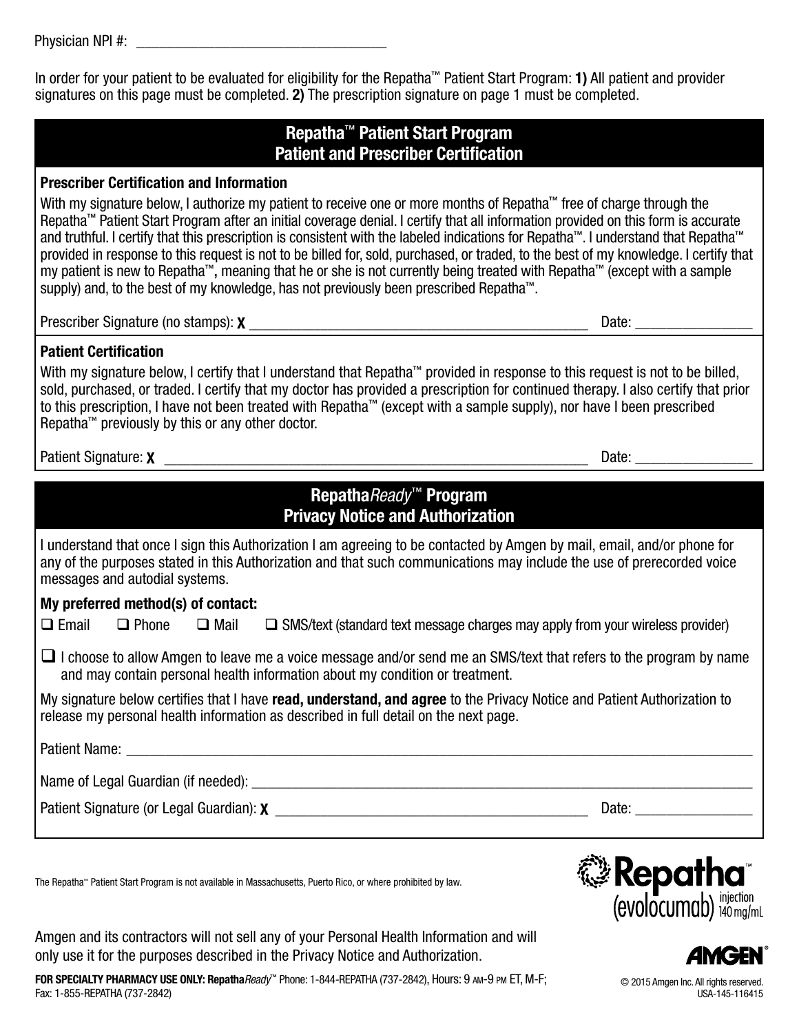Physician NPI #: ___________________________________

In order for your patient to be evaluated for eligibility for the Repatha™ Patient Start Program: **1)** All patient and provider signatures on this page must be completed. **2)** The prescription signature on page 1 must be completed.

## Repatha™ Patient Start Program
## Patient and Prescriber Certification

**Prescriber Certification and Information**

With my signature below, I authorize my patient to receive one or more months of Repatha™ free of charge through the Repatha™ Patient Start Program after an initial coverage denial. I certify that all information provided on this form is accurate and truthful. I certify that this prescription is consistent with the labeled indications for Repatha™. I understand that Repatha™ provided in response to this request is not to be billed for, sold, purchased, or traded, to the best of my knowledge. I certify that my patient is new to Repatha™**,** meaning that he or she is not currently being treated with Repatha™ (except with a sample supply) and, to the best of my knowledge, has not previously been prescribed Repatha™.

Prescriber Signature (no stamps): **X** _______________________________________________ Date: _______________

**Patient Certification**

With my signature below, I certify that I understand that Repatha™ provided in response to this request is not to be billed, sold, purchased, or traded. I certify that my doctor has provided a prescription for continued therapy. I also certify that prior to this prescription, I have not been treated with Repatha™ (except with a sample supply), nor have I been prescribed Repatha™ previously by this or any other doctor.

Patient Signature: **X** _______________________________________________ Date: _______________

## Repatha*Ready*™ Program
## Privacy Notice and Authorization

I understand that once I sign this Authorization I am agreeing to be contacted by Amgen by mail, email, and/or phone for any of the purposes stated in this Authorization and that such communications may include the use of prerecorded voice messages and autodial systems.

**My preferred method(s) of contact:**

☐ Email ☐ Phone ☐ Mail ☐ SMS/text (standard text message charges may apply from your wireless provider)

☐ I choose to allow Amgen to leave me a voice message and/or send me an SMS/text that refers to the program by name and may contain personal health information about my condition or treatment.

My signature below certifies that I have **read, understand, and agree** to the Privacy Notice and Patient Authorization to release my personal health information as described in full detail on the next page.

Patient Name: _______________________________________________

Name of Legal Guardian (if needed): _______________________________________________

Patient Signature (or Legal Guardian): **X** _______________________________________________ Date: _______________

The Repatha™ Patient Start Program is not available in Massachusetts, Puerto Rico, or where prohibited by law.

Repatha™ (evolocumab) injection 140 mg/mL

Amgen and its contractors will not sell any of your Personal Health Information and will only use it for the purposes described in the Privacy Notice and Authorization.

AMGEN®

**FOR SPECIALTY PHARMACY USE ONLY: Repatha*Ready*™** Phone: 1-844-REPATHA (737-2842), Hours: 9 AM-9 PM ET, M-F; Fax: 1-855-REPATHA (737-2842)

© 2015 Amgen Inc. All rights reserved. USA-145-116415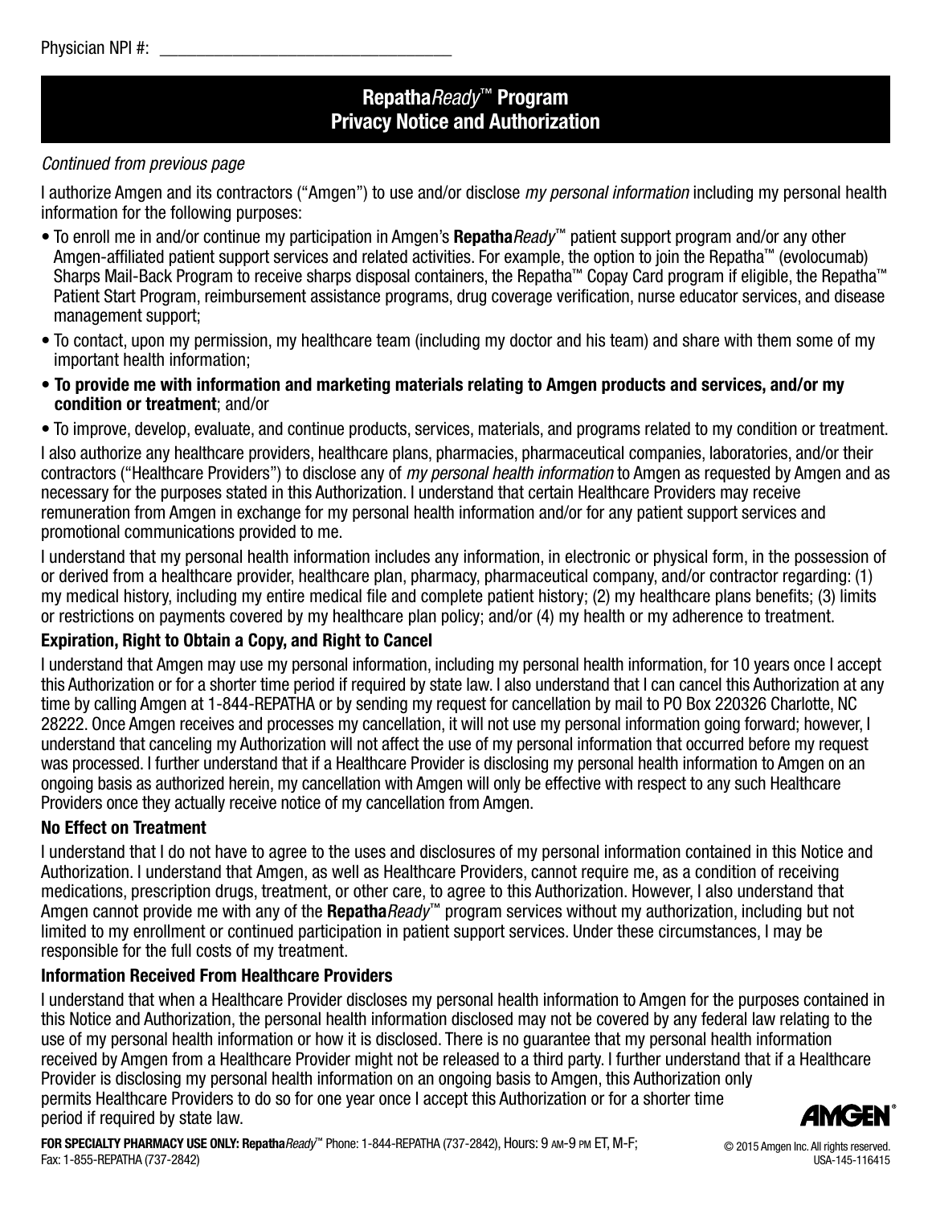Physician NPI #: ___________________________________

## Repatha*Ready*™ Program
## Privacy Notice and Authorization

*Continued from previous page*

I authorize Amgen and its contractors ("Amgen") to use and/or disclose *my personal information* including my personal health information for the following purposes:

- To enroll me in and/or continue my participation in Amgen's **Repatha***Ready*™ patient support program and/or any other Amgen-affiliated patient support services and related activities. For example, the option to join the Repatha™ (evolocumab) Sharps Mail-Back Program to receive sharps disposal containers, the Repatha™ Copay Card program if eligible, the Repatha™ Patient Start Program, reimbursement assistance programs, drug coverage verification, nurse educator services, and disease management support;
- To contact, upon my permission, my healthcare team (including my doctor and his team) and share with them some of my important health information;
- **To provide me with information and marketing materials relating to Amgen products and services, and/or my condition or treatment**; and/or
- To improve, develop, evaluate, and continue products, services, materials, and programs related to my condition or treatment.

I also authorize any healthcare providers, healthcare plans, pharmacies, pharmaceutical companies, laboratories, and/or their contractors ("Healthcare Providers") to disclose any of *my personal health information* to Amgen as requested by Amgen and as necessary for the purposes stated in this Authorization. I understand that certain Healthcare Providers may receive remuneration from Amgen in exchange for my personal health information and/or for any patient support services and promotional communications provided to me.

I understand that my personal health information includes any information, in electronic or physical form, in the possession of or derived from a healthcare provider, healthcare plan, pharmacy, pharmaceutical company, and/or contractor regarding: (1) my medical history, including my entire medical file and complete patient history; (2) my healthcare plans benefits; (3) limits or restrictions on payments covered by my healthcare plan policy; and/or (4) my health or my adherence to treatment.

### Expiration, Right to Obtain a Copy, and Right to Cancel

I understand that Amgen may use my personal information, including my personal health information, for 10 years once I accept this Authorization or for a shorter time period if required by state law. I also understand that I can cancel this Authorization at any time by calling Amgen at 1-844-REPATHA or by sending my request for cancellation by mail to PO Box 220326 Charlotte, NC 28222. Once Amgen receives and processes my cancellation, it will not use my personal information going forward; however, I understand that canceling my Authorization will not affect the use of my personal information that occurred before my request was processed. I further understand that if a Healthcare Provider is disclosing my personal health information to Amgen on an ongoing basis as authorized herein, my cancellation with Amgen will only be effective with respect to any such Healthcare Providers once they actually receive notice of my cancellation from Amgen.

### No Effect on Treatment

I understand that I do not have to agree to the uses and disclosures of my personal information contained in this Notice and Authorization. I understand that Amgen, as well as Healthcare Providers, cannot require me, as a condition of receiving medications, prescription drugs, treatment, or other care, to agree to this Authorization. However, I also understand that Amgen cannot provide me with any of the **Repatha***Ready*™ program services without my authorization, including but not limited to my enrollment or continued participation in patient support services. Under these circumstances, I may be responsible for the full costs of my treatment.

### Information Received From Healthcare Providers

I understand that when a Healthcare Provider discloses my personal health information to Amgen for the purposes contained in this Notice and Authorization, the personal health information disclosed may not be covered by any federal law relating to the use of my personal health information or how it is disclosed. There is no guarantee that my personal health information received by Amgen from a Healthcare Provider might not be released to a third party. I further understand that if a Healthcare Provider is disclosing my personal health information on an ongoing basis to Amgen, this Authorization only permits Healthcare Providers to do so for one year once I accept this Authorization or for a shorter time period if required by state law.

AMGEN®

**FOR SPECIALTY PHARMACY USE ONLY: Repatha***Ready*™ Phone: 1-844-REPATHA (737-2842), Hours: 9 AM-9 PM ET, M-F; Fax: 1-855-REPATHA (737-2842)

© 2015 Amgen Inc. All rights reserved.
USA-145-116415